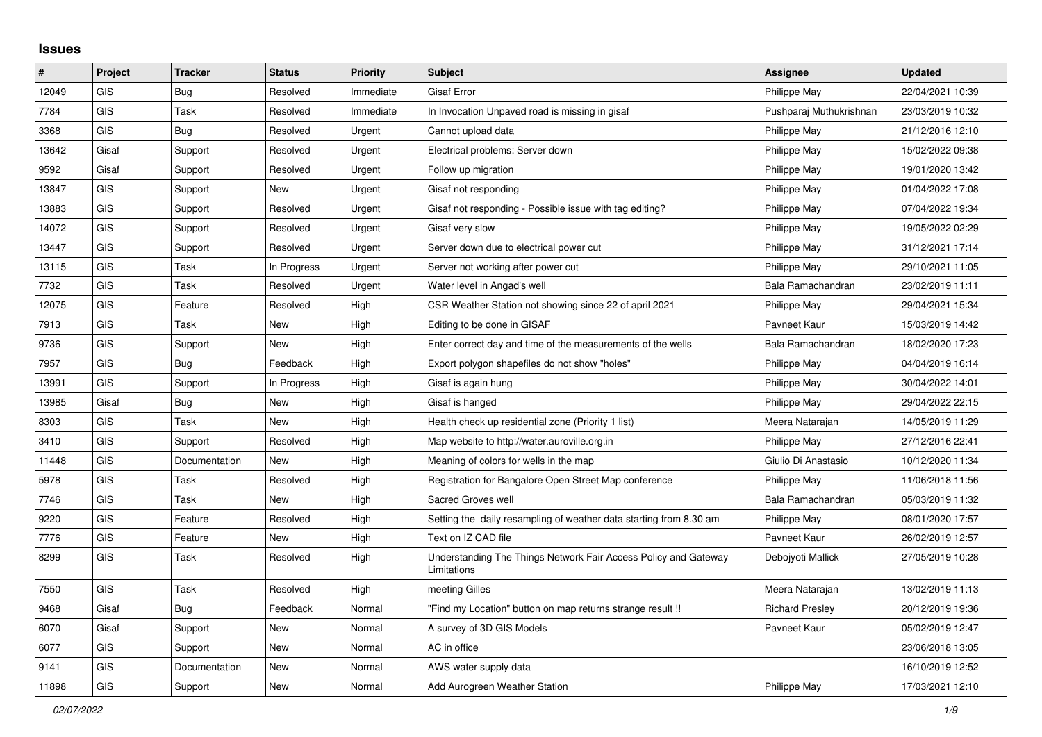## Issues

| # | Project | Tracker | Status | Priority | Subject | Assignee | Updated |
|---|---|---|---|---|---|---|---|
| 12049 | GIS | Bug | Resolved | Immediate | Gisaf Error | Philippe May | 22/04/2021 10:39 |
| 7784 | GIS | Task | Resolved | Immediate | In Invocation Unpaved road is missing in gisaf | Pushparaj Muthukrishnan | 23/03/2019 10:32 |
| 3368 | GIS | Bug | Resolved | Urgent | Cannot upload data | Philippe May | 21/12/2016 12:10 |
| 13642 | Gisaf | Support | Resolved | Urgent | Electrical problems: Server down | Philippe May | 15/02/2022 09:38 |
| 9592 | Gisaf | Support | Resolved | Urgent | Follow up migration | Philippe May | 19/01/2020 13:42 |
| 13847 | GIS | Support | New | Urgent | Gisaf not responding | Philippe May | 01/04/2022 17:08 |
| 13883 | GIS | Support | Resolved | Urgent | Gisaf not responding - Possible issue with tag editing? | Philippe May | 07/04/2022 19:34 |
| 14072 | GIS | Support | Resolved | Urgent | Gisaf very slow | Philippe May | 19/05/2022 02:29 |
| 13447 | GIS | Support | Resolved | Urgent | Server down due to electrical power cut | Philippe May | 31/12/2021 17:14 |
| 13115 | GIS | Task | In Progress | Urgent | Server not working after power cut | Philippe May | 29/10/2021 11:05 |
| 7732 | GIS | Task | Resolved | Urgent | Water level in Angad's well | Bala Ramachandran | 23/02/2019 11:11 |
| 12075 | GIS | Feature | Resolved | High | CSR Weather Station not showing since 22 of april 2021 | Philippe May | 29/04/2021 15:34 |
| 7913 | GIS | Task | New | High | Editing to be done in GISAF | Pavneet Kaur | 15/03/2019 14:42 |
| 9736 | GIS | Support | New | High | Enter correct day and time of the measurements of the wells | Bala Ramachandran | 18/02/2020 17:23 |
| 7957 | GIS | Bug | Feedback | High | Export polygon shapefiles do not show "holes" | Philippe May | 04/04/2019 16:14 |
| 13991 | GIS | Support | In Progress | High | Gisaf is again hung | Philippe May | 30/04/2022 14:01 |
| 13985 | Gisaf | Bug | New | High | Gisaf is hanged | Philippe May | 29/04/2022 22:15 |
| 8303 | GIS | Task | New | High | Health check up residential zone (Priority 1 list) | Meera Natarajan | 14/05/2019 11:29 |
| 3410 | GIS | Support | Resolved | High | Map website to http://water.auroville.org.in | Philippe May | 27/12/2016 22:41 |
| 11448 | GIS | Documentation | New | High | Meaning of colors for wells in the map | Giulio Di Anastasio | 10/12/2020 11:34 |
| 5978 | GIS | Task | Resolved | High | Registration for Bangalore Open Street Map conference | Philippe May | 11/06/2018 11:56 |
| 7746 | GIS | Task | New | High | Sacred Groves well | Bala Ramachandran | 05/03/2019 11:32 |
| 9220 | GIS | Feature | Resolved | High | Setting the daily resampling of weather data starting from 8.30 am | Philippe May | 08/01/2020 17:57 |
| 7776 | GIS | Feature | New | High | Text on IZ CAD file | Pavneet Kaur | 26/02/2019 12:57 |
| 8299 | GIS | Task | Resolved | High | Understanding The Things Network Fair Access Policy and Gateway Limitations | Debojyoti Mallick | 27/05/2019 10:28 |
| 7550 | GIS | Task | Resolved | High | meeting Gilles | Meera Natarajan | 13/02/2019 11:13 |
| 9468 | Gisaf | Bug | Feedback | Normal | "Find my Location" button on map returns strange result !! | Richard Presley | 20/12/2019 19:36 |
| 6070 | Gisaf | Support | New | Normal | A survey of 3D GIS Models | Pavneet Kaur | 05/02/2019 12:47 |
| 6077 | GIS | Support | New | Normal | AC in office | | 23/06/2018 13:05 |
| 9141 | GIS | Documentation | New | Normal | AWS water supply data | | 16/10/2019 12:52 |
| 11898 | GIS | Support | New | Normal | Add Aurogreen Weather Station | Philippe May | 17/03/2021 12:10 |

*02/07/2022*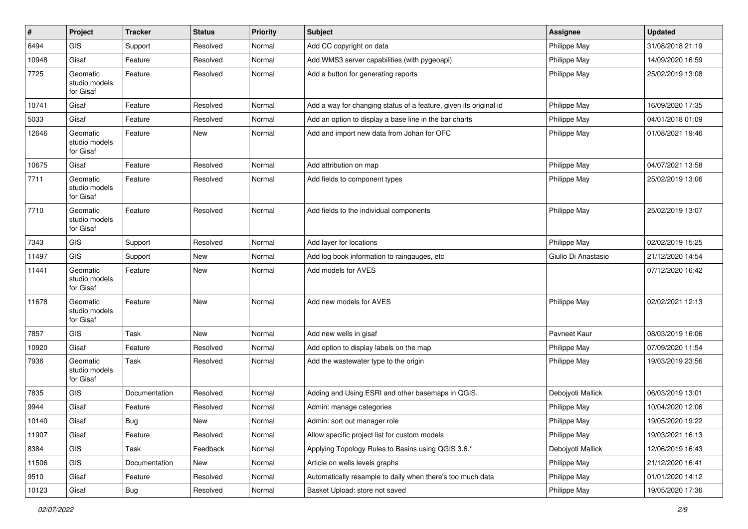| # | Project | Tracker | Status | Priority | Subject | Assignee | Updated |
|---|---|---|---|---|---|---|---|
| 6494 | GIS | Support | Resolved | Normal | Add CC copyright on data | Philippe May | 31/08/2018 21:19 |
| 10948 | Gisaf | Feature | Resolved | Normal | Add WMS3 server capabilities (with pygeoapi) | Philippe May | 14/09/2020 16:59 |
| 7725 | Geomatic studio models for Gisaf | Feature | Resolved | Normal | Add a button for generating reports | Philippe May | 25/02/2019 13:08 |
| 10741 | Gisaf | Feature | Resolved | Normal | Add a way for changing status of a feature, given its original id | Philippe May | 16/09/2020 17:35 |
| 5033 | Gisaf | Feature | Resolved | Normal | Add an option to display a base line in the bar charts | Philippe May | 04/01/2018 01:09 |
| 12646 | Geomatic studio models for Gisaf | Feature | New | Normal | Add and import new data from Johan for OFC | Philippe May | 01/08/2021 19:46 |
| 10675 | Gisaf | Feature | Resolved | Normal | Add attribution on map | Philippe May | 04/07/2021 13:58 |
| 7711 | Geomatic studio models for Gisaf | Feature | Resolved | Normal | Add fields to component types | Philippe May | 25/02/2019 13:06 |
| 7710 | Geomatic studio models for Gisaf | Feature | Resolved | Normal | Add fields to the individual components | Philippe May | 25/02/2019 13:07 |
| 7343 | GIS | Support | Resolved | Normal | Add layer for locations | Philippe May | 02/02/2019 15:25 |
| 11497 | GIS | Support | New | Normal | Add log book information to raingauges, etc | Giulio Di Anastasio | 21/12/2020 14:54 |
| 11441 | Geomatic studio models for Gisaf | Feature | New | Normal | Add models for AVES | | 07/12/2020 16:42 |
| 11678 | Geomatic studio models for Gisaf | Feature | New | Normal | Add new models for AVES | Philippe May | 02/02/2021 12:13 |
| 7857 | GIS | Task | New | Normal | Add new wells in gisaf | Pavneet Kaur | 08/03/2019 16:06 |
| 10920 | Gisaf | Feature | Resolved | Normal | Add option to display labels on the map | Philippe May | 07/09/2020 11:54 |
| 7936 | Geomatic studio models for Gisaf | Task | Resolved | Normal | Add the wastewater type to the origin | Philippe May | 19/03/2019 23:56 |
| 7835 | GIS | Documentation | Resolved | Normal | Adding and Using ESRI and other basemaps in QGIS. | Debojyoti Mallick | 06/03/2019 13:01 |
| 9944 | Gisaf | Feature | Resolved | Normal | Admin: manage categories | Philippe May | 10/04/2020 12:06 |
| 10140 | Gisaf | Bug | New | Normal | Admin: sort out manager role | Philippe May | 19/05/2020 19:22 |
| 11907 | Gisaf | Feature | Resolved | Normal | Allow specific project list for custom models | Philippe May | 19/03/2021 16:13 |
| 8384 | GIS | Task | Feedback | Normal | Applying Topology Rules to Basins using QGIS 3.6.* | Debojyoti Mallick | 12/06/2019 16:43 |
| 11506 | GIS | Documentation | New | Normal | Article on wells levels graphs | Philippe May | 21/12/2020 16:41 |
| 9510 | Gisaf | Feature | Resolved | Normal | Automatically resample to daily when there's too much data | Philippe May | 01/01/2020 14:12 |
| 10123 | Gisaf | Bug | Resolved | Normal | Basket Upload: store not saved | Philippe May | 19/05/2020 17:36 |

*02/07/2022*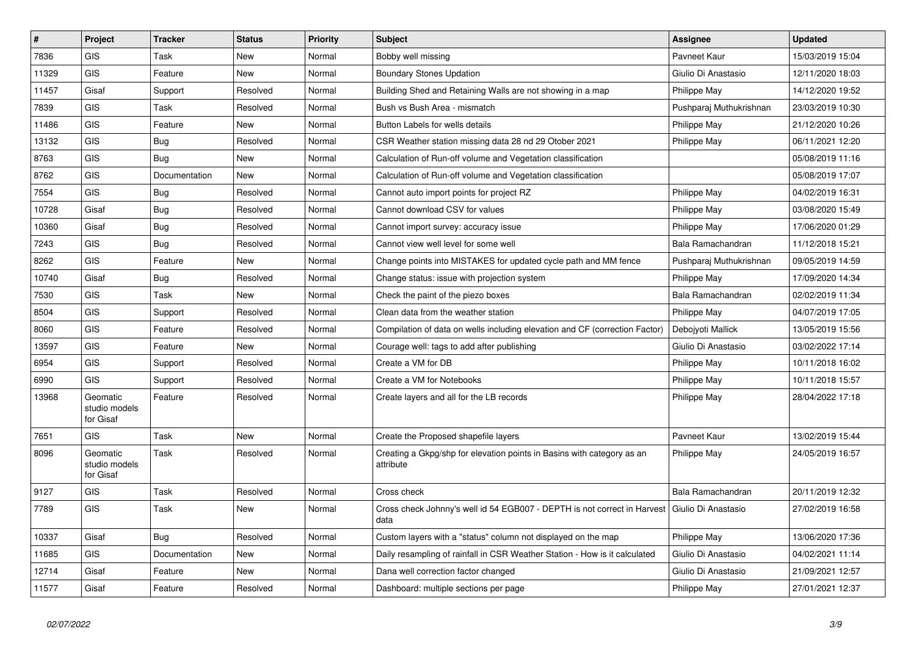| # | Project | Tracker | Status | Priority | Subject | Assignee | Updated |
|---|---|---|---|---|---|---|---|
| 7836 | GIS | Task | New | Normal | Bobby well missing | Pavneet Kaur | 15/03/2019 15:04 |
| 11329 | GIS | Feature | New | Normal | Boundary Stones Updation | Giulio Di Anastasio | 12/11/2020 18:03 |
| 11457 | Gisaf | Support | Resolved | Normal | Building Shed and Retaining Walls are not showing in a map | Philippe May | 14/12/2020 19:52 |
| 7839 | GIS | Task | Resolved | Normal | Bush vs Bush Area - mismatch | Pushparaj Muthukrishnan | 23/03/2019 10:30 |
| 11486 | GIS | Feature | New | Normal | Button Labels for wells details | Philippe May | 21/12/2020 10:26 |
| 13132 | GIS | Bug | Resolved | Normal | CSR Weather station missing data 28 nd 29 Otober 2021 | Philippe May | 06/11/2021 12:20 |
| 8763 | GIS | Bug | New | Normal | Calculation of Run-off volume and Vegetation classification | | 05/08/2019 11:16 |
| 8762 | GIS | Documentation | New | Normal | Calculation of Run-off volume and Vegetation classification | | 05/08/2019 17:07 |
| 7554 | GIS | Bug | Resolved | Normal | Cannot auto import points for project RZ | Philippe May | 04/02/2019 16:31 |
| 10728 | Gisaf | Bug | Resolved | Normal | Cannot download CSV for values | Philippe May | 03/08/2020 15:49 |
| 10360 | Gisaf | Bug | Resolved | Normal | Cannot import survey: accuracy issue | Philippe May | 17/06/2020 01:29 |
| 7243 | GIS | Bug | Resolved | Normal | Cannot view well level for some well | Bala Ramachandran | 11/12/2018 15:21 |
| 8262 | GIS | Feature | New | Normal | Change points into MISTAKES for updated cycle path and MM fence | Pushparaj Muthukrishnan | 09/05/2019 14:59 |
| 10740 | Gisaf | Bug | Resolved | Normal | Change status: issue with projection system | Philippe May | 17/09/2020 14:34 |
| 7530 | GIS | Task | New | Normal | Check the paint of the piezo boxes | Bala Ramachandran | 02/02/2019 11:34 |
| 8504 | GIS | Support | Resolved | Normal | Clean data from the weather station | Philippe May | 04/07/2019 17:05 |
| 8060 | GIS | Feature | Resolved | Normal | Compilation of data on wells including elevation and CF (correction Factor) | Debojyoti Mallick | 13/05/2019 15:56 |
| 13597 | GIS | Feature | New | Normal | Courage well: tags to add after publishing | Giulio Di Anastasio | 03/02/2022 17:14 |
| 6954 | GIS | Support | Resolved | Normal | Create a VM for DB | Philippe May | 10/11/2018 16:02 |
| 6990 | GIS | Support | Resolved | Normal | Create a VM for Notebooks | Philippe May | 10/11/2018 15:57 |
| 13968 | Geomatic studio models for Gisaf | Feature | Resolved | Normal | Create layers and all for the LB records | Philippe May | 28/04/2022 17:18 |
| 7651 | GIS | Task | New | Normal | Create the Proposed shapefile layers | Pavneet Kaur | 13/02/2019 15:44 |
| 8096 | Geomatic studio models for Gisaf | Task | Resolved | Normal | Creating a Gkpg/shp for elevation points in Basins with category as an attribute | Philippe May | 24/05/2019 16:57 |
| 9127 | GIS | Task | Resolved | Normal | Cross check | Bala Ramachandran | 20/11/2019 12:32 |
| 7789 | GIS | Task | New | Normal | Cross check Johnny's well id 54 EGB007 - DEPTH is not correct in Harvest data | Giulio Di Anastasio | 27/02/2019 16:58 |
| 10337 | Gisaf | Bug | Resolved | Normal | Custom layers with a "status" column not displayed on the map | Philippe May | 13/06/2020 17:36 |
| 11685 | GIS | Documentation | New | Normal | Daily resampling of rainfall in CSR Weather Station - How is it calculated | Giulio Di Anastasio | 04/02/2021 11:14 |
| 12714 | Gisaf | Feature | New | Normal | Dana well correction factor changed | Giulio Di Anastasio | 21/09/2021 12:57 |
| 11577 | Gisaf | Feature | Resolved | Normal | Dashboard: multiple sections per page | Philippe May | 27/01/2021 12:37 |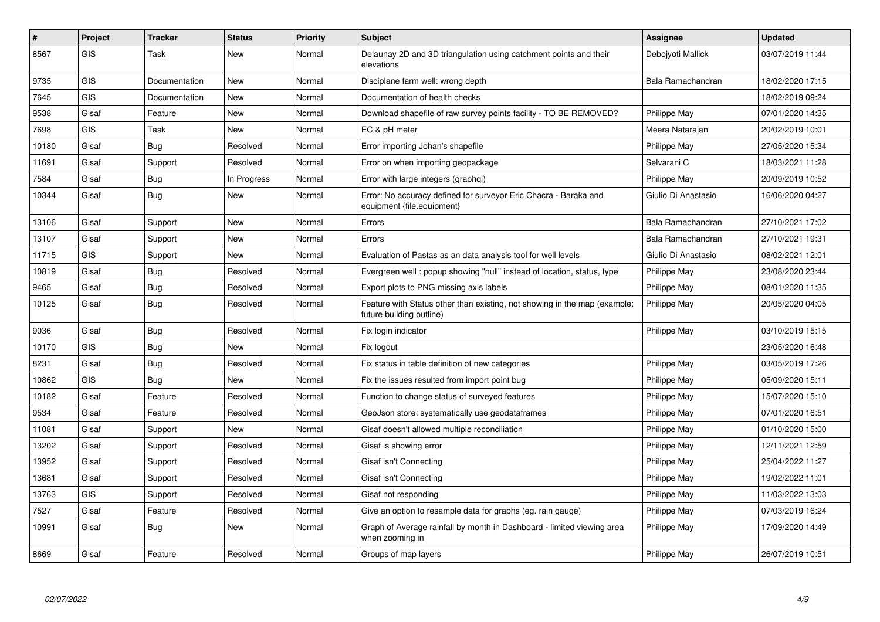| # | Project | Tracker | Status | Priority | Subject | Assignee | Updated |
|---|---|---|---|---|---|---|---|
| 8567 | GIS | Task | New | Normal | Delaunay 2D and 3D triangulation using catchment points and their elevations | Debojyoti Mallick | 03/07/2019 11:44 |
| 9735 | GIS | Documentation | New | Normal | Disciplane farm well: wrong depth | Bala Ramachandran | 18/02/2020 17:15 |
| 7645 | GIS | Documentation | New | Normal | Documentation of health checks | | 18/02/2019 09:24 |
| 9538 | Gisaf | Feature | New | Normal | Download shapefile of raw survey points facility - TO BE REMOVED? | Philippe May | 07/01/2020 14:35 |
| 7698 | GIS | Task | New | Normal | EC & pH meter | Meera Natarajan | 20/02/2019 10:01 |
| 10180 | Gisaf | Bug | Resolved | Normal | Error importing Johan's shapefile | Philippe May | 27/05/2020 15:34 |
| 11691 | Gisaf | Support | Resolved | Normal | Error on when importing geopackage | Selvarani C | 18/03/2021 11:28 |
| 7584 | Gisaf | Bug | In Progress | Normal | Error with large integers (graphql) | Philippe May | 20/09/2019 10:52 |
| 10344 | Gisaf | Bug | New | Normal | Error: No accuracy defined for surveyor Eric Chacra - Baraka and equipment {file.equipment} | Giulio Di Anastasio | 16/06/2020 04:27 |
| 13106 | Gisaf | Support | New | Normal | Errors | Bala Ramachandran | 27/10/2021 17:02 |
| 13107 | Gisaf | Support | New | Normal | Errors | Bala Ramachandran | 27/10/2021 19:31 |
| 11715 | GIS | Support | New | Normal | Evaluation of Pastas as an data analysis tool for well levels | Giulio Di Anastasio | 08/02/2021 12:01 |
| 10819 | Gisaf | Bug | Resolved | Normal | Evergreen well : popup showing "null" instead of location, status, type | Philippe May | 23/08/2020 23:44 |
| 9465 | Gisaf | Bug | Resolved | Normal | Export plots to PNG missing axis labels | Philippe May | 08/01/2020 11:35 |
| 10125 | Gisaf | Bug | Resolved | Normal | Feature with Status other than existing, not showing in the map (example: future building outline) | Philippe May | 20/05/2020 04:05 |
| 9036 | Gisaf | Bug | Resolved | Normal | Fix login indicator | Philippe May | 03/10/2019 15:15 |
| 10170 | GIS | Bug | New | Normal | Fix logout | | 23/05/2020 16:48 |
| 8231 | Gisaf | Bug | Resolved | Normal | Fix status in table definition of new categories | Philippe May | 03/05/2019 17:26 |
| 10862 | GIS | Bug | New | Normal | Fix the issues resulted from import point bug | Philippe May | 05/09/2020 15:11 |
| 10182 | Gisaf | Feature | Resolved | Normal | Function to change status of surveyed features | Philippe May | 15/07/2020 15:10 |
| 9534 | Gisaf | Feature | Resolved | Normal | GeoJson store: systematically use geodataframes | Philippe May | 07/01/2020 16:51 |
| 11081 | Gisaf | Support | New | Normal | Gisaf doesn't allowed multiple reconciliation | Philippe May | 01/10/2020 15:00 |
| 13202 | Gisaf | Support | Resolved | Normal | Gisaf is showing error | Philippe May | 12/11/2021 12:59 |
| 13952 | Gisaf | Support | Resolved | Normal | Gisaf isn't Connecting | Philippe May | 25/04/2022 11:27 |
| 13681 | Gisaf | Support | Resolved | Normal | Gisaf isn't Connecting | Philippe May | 19/02/2022 11:01 |
| 13763 | GIS | Support | Resolved | Normal | Gisaf not responding | Philippe May | 11/03/2022 13:03 |
| 7527 | Gisaf | Feature | Resolved | Normal | Give an option to resample data for graphs (eg. rain gauge) | Philippe May | 07/03/2019 16:24 |
| 10991 | Gisaf | Bug | New | Normal | Graph of Average rainfall by month in Dashboard - limited viewing area when zooming in | Philippe May | 17/09/2020 14:49 |
| 8669 | Gisaf | Feature | Resolved | Normal | Groups of map layers | Philippe May | 26/07/2019 10:51 |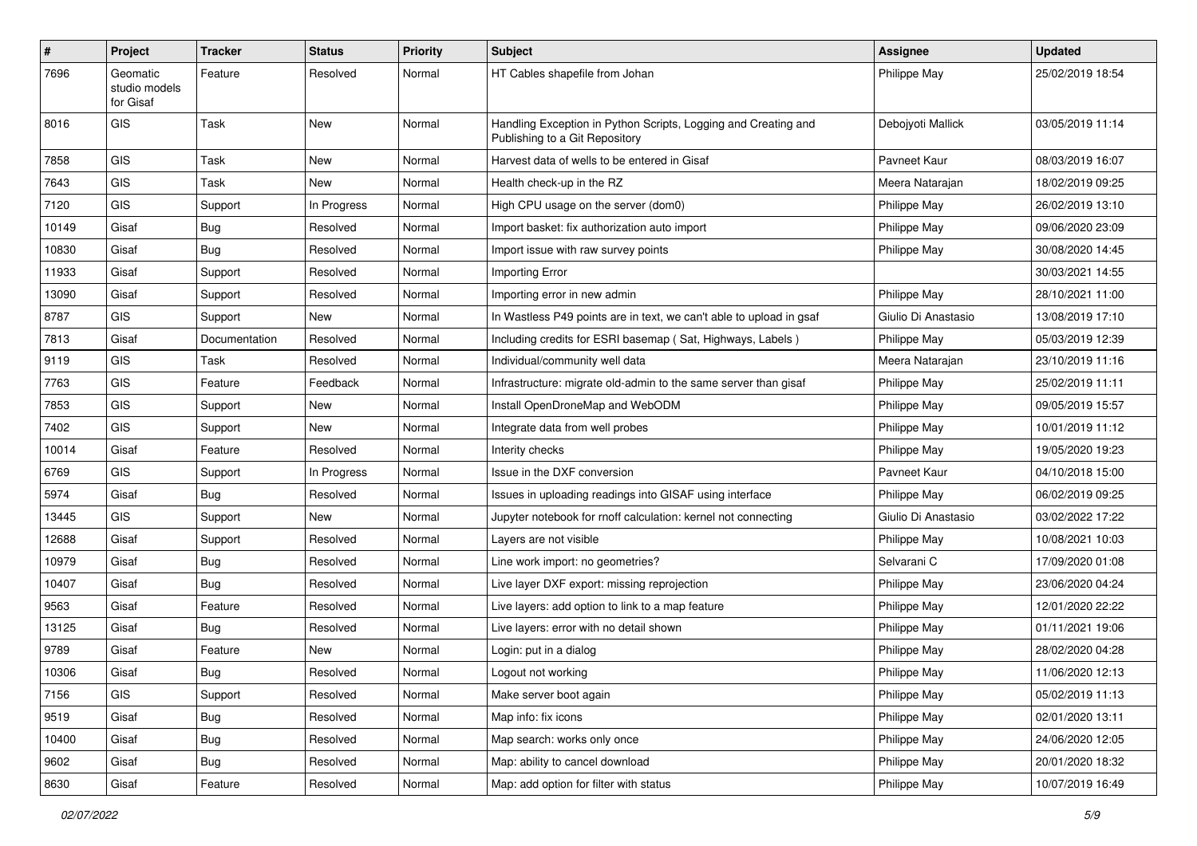| # | Project | Tracker | Status | Priority | Subject | Assignee | Updated |
| --- | --- | --- | --- | --- | --- | --- | --- |
| 7696 | Geomatic studio models for Gisaf | Feature | Resolved | Normal | HT Cables shapefile from Johan | Philippe May | 25/02/2019 18:54 |
| 8016 | GIS | Task | New | Normal | Handling Exception in Python Scripts, Logging and Creating and Publishing to a Git Repository | Debojyoti Mallick | 03/05/2019 11:14 |
| 7858 | GIS | Task | New | Normal | Harvest data of wells to be entered in Gisaf | Pavneet Kaur | 08/03/2019 16:07 |
| 7643 | GIS | Task | New | Normal | Health check-up in the RZ | Meera Natarajan | 18/02/2019 09:25 |
| 7120 | GIS | Support | In Progress | Normal | High CPU usage on the server (dom0) | Philippe May | 26/02/2019 13:10 |
| 10149 | Gisaf | Bug | Resolved | Normal | Import basket: fix authorization auto import | Philippe May | 09/06/2020 23:09 |
| 10830 | Gisaf | Bug | Resolved | Normal | Import issue with raw survey points | Philippe May | 30/08/2020 14:45 |
| 11933 | Gisaf | Support | Resolved | Normal | Importing Error | | 30/03/2021 14:55 |
| 13090 | Gisaf | Support | Resolved | Normal | Importing error in new admin | Philippe May | 28/10/2021 11:00 |
| 8787 | GIS | Support | New | Normal | In Wastless P49 points are in text, we can't able to upload in gsaf | Giulio Di Anastasio | 13/08/2019 17:10 |
| 7813 | Gisaf | Documentation | Resolved | Normal | Including credits for ESRI basemap ( Sat, Highways, Labels ) | Philippe May | 05/03/2019 12:39 |
| 9119 | GIS | Task | Resolved | Normal | Individual/community well data | Meera Natarajan | 23/10/2019 11:16 |
| 7763 | GIS | Feature | Feedback | Normal | Infrastructure: migrate old-admin to the same server than gisaf | Philippe May | 25/02/2019 11:11 |
| 7853 | GIS | Support | New | Normal | Install OpenDroneMap and WebODM | Philippe May | 09/05/2019 15:57 |
| 7402 | GIS | Support | New | Normal | Integrate data from well probes | Philippe May | 10/01/2019 11:12 |
| 10014 | Gisaf | Feature | Resolved | Normal | Interity checks | Philippe May | 19/05/2020 19:23 |
| 6769 | GIS | Support | In Progress | Normal | Issue in the DXF conversion | Pavneet Kaur | 04/10/2018 15:00 |
| 5974 | Gisaf | Bug | Resolved | Normal | Issues in uploading readings into GISAF using interface | Philippe May | 06/02/2019 09:25 |
| 13445 | GIS | Support | New | Normal | Jupyter notebook for rnoff calculation: kernel not connecting | Giulio Di Anastasio | 03/02/2022 17:22 |
| 12688 | Gisaf | Support | Resolved | Normal | Layers are not visible | Philippe May | 10/08/2021 10:03 |
| 10979 | Gisaf | Bug | Resolved | Normal | Line work import: no geometries? | Selvarani C | 17/09/2020 01:08 |
| 10407 | Gisaf | Bug | Resolved | Normal | Live layer DXF export: missing reprojection | Philippe May | 23/06/2020 04:24 |
| 9563 | Gisaf | Feature | Resolved | Normal | Live layers: add option to link to a map feature | Philippe May | 12/01/2020 22:22 |
| 13125 | Gisaf | Bug | Resolved | Normal | Live layers: error with no detail shown | Philippe May | 01/11/2021 19:06 |
| 9789 | Gisaf | Feature | New | Normal | Login: put in a dialog | Philippe May | 28/02/2020 04:28 |
| 10306 | Gisaf | Bug | Resolved | Normal | Logout not working | Philippe May | 11/06/2020 12:13 |
| 7156 | GIS | Support | Resolved | Normal | Make server boot again | Philippe May | 05/02/2019 11:13 |
| 9519 | Gisaf | Bug | Resolved | Normal | Map info: fix icons | Philippe May | 02/01/2020 13:11 |
| 10400 | Gisaf | Bug | Resolved | Normal | Map search: works only once | Philippe May | 24/06/2020 12:05 |
| 9602 | Gisaf | Bug | Resolved | Normal | Map: ability to cancel download | Philippe May | 20/01/2020 18:32 |
| 8630 | Gisaf | Feature | Resolved | Normal | Map: add option for filter with status | Philippe May | 10/07/2019 16:49 |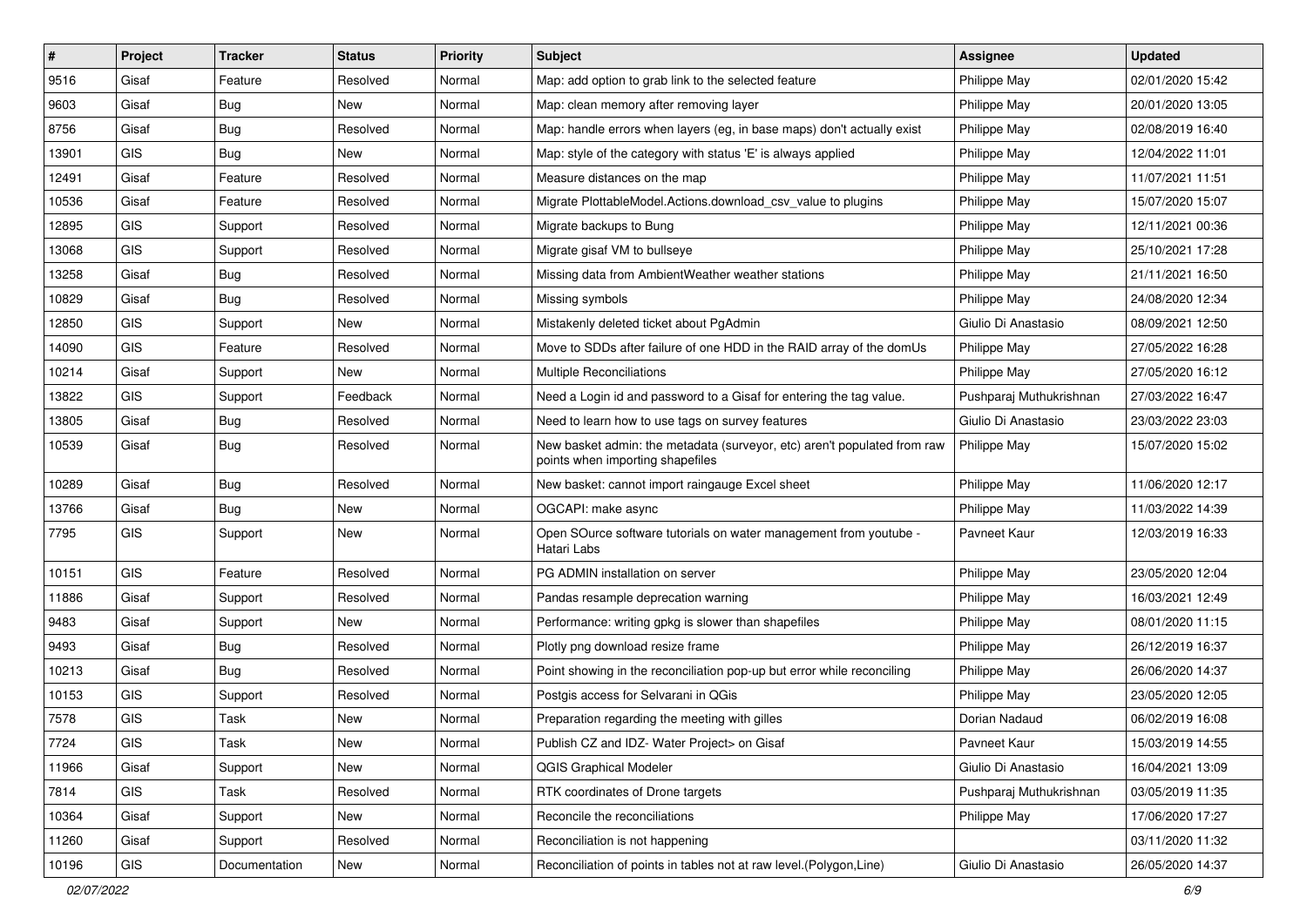| # | Project | Tracker | Status | Priority | Subject | Assignee | Updated |
|---|---|---|---|---|---|---|---|
| 9516 | Gisaf | Feature | Resolved | Normal | Map: add option to grab link to the selected feature | Philippe May | 02/01/2020 15:42 |
| 9603 | Gisaf | Bug | New | Normal | Map: clean memory after removing layer | Philippe May | 20/01/2020 13:05 |
| 8756 | Gisaf | Bug | Resolved | Normal | Map: handle errors when layers (eg, in base maps) don't actually exist | Philippe May | 02/08/2019 16:40 |
| 13901 | GIS | Bug | New | Normal | Map: style of the category with status 'E' is always applied | Philippe May | 12/04/2022 11:01 |
| 12491 | Gisaf | Feature | Resolved | Normal | Measure distances on the map | Philippe May | 11/07/2021 11:51 |
| 10536 | Gisaf | Feature | Resolved | Normal | Migrate PlottableModel.Actions.download_csv_value to plugins | Philippe May | 15/07/2020 15:07 |
| 12895 | GIS | Support | Resolved | Normal | Migrate backups to Bung | Philippe May | 12/11/2021 00:36 |
| 13068 | GIS | Support | Resolved | Normal | Migrate gisaf VM to bullseye | Philippe May | 25/10/2021 17:28 |
| 13258 | Gisaf | Bug | Resolved | Normal | Missing data from AmbientWeather weather stations | Philippe May | 21/11/2021 16:50 |
| 10829 | Gisaf | Bug | Resolved | Normal | Missing symbols | Philippe May | 24/08/2020 12:34 |
| 12850 | GIS | Support | New | Normal | Mistakenly deleted ticket about PgAdmin | Giulio Di Anastasio | 08/09/2021 12:50 |
| 14090 | GIS | Feature | Resolved | Normal | Move to SDDs after failure of one HDD in the RAID array of the domUs | Philippe May | 27/05/2022 16:28 |
| 10214 | Gisaf | Support | New | Normal | Multiple Reconciliations | Philippe May | 27/05/2020 16:12 |
| 13822 | GIS | Support | Feedback | Normal | Need a Login id and password to a Gisaf for entering the tag value. | Pushparaj Muthukrishnan | 27/03/2022 16:47 |
| 13805 | Gisaf | Bug | Resolved | Normal | Need to learn how to use tags on survey features | Giulio Di Anastasio | 23/03/2022 23:03 |
| 10539 | Gisaf | Bug | Resolved | Normal | New basket admin: the metadata (surveyor, etc) aren't populated from raw points when importing shapefiles | Philippe May | 15/07/2020 15:02 |
| 10289 | Gisaf | Bug | Resolved | Normal | New basket: cannot import raingauge Excel sheet | Philippe May | 11/06/2020 12:17 |
| 13766 | Gisaf | Bug | New | Normal | OGCAPI: make async | Philippe May | 11/03/2022 14:39 |
| 7795 | GIS | Support | New | Normal | Open SOurce software tutorials on water management from youtube - Hatari Labs | Pavneet Kaur | 12/03/2019 16:33 |
| 10151 | GIS | Feature | Resolved | Normal | PG ADMIN installation on server | Philippe May | 23/05/2020 12:04 |
| 11886 | Gisaf | Support | Resolved | Normal | Pandas resample deprecation warning | Philippe May | 16/03/2021 12:49 |
| 9483 | Gisaf | Support | New | Normal | Performance: writing gpkg is slower than shapefiles | Philippe May | 08/01/2020 11:15 |
| 9493 | Gisaf | Bug | Resolved | Normal | Plotly png download resize frame | Philippe May | 26/12/2019 16:37 |
| 10213 | Gisaf | Bug | Resolved | Normal | Point showing in the reconciliation pop-up but error while reconciling | Philippe May | 26/06/2020 14:37 |
| 10153 | GIS | Support | Resolved | Normal | Postgis access for Selvarani in QGis | Philippe May | 23/05/2020 12:05 |
| 7578 | GIS | Task | New | Normal | Preparation regarding the meeting with gilles | Dorian Nadaud | 06/02/2019 16:08 |
| 7724 | GIS | Task | New | Normal | Publish CZ and IDZ- Water Project> on Gisaf | Pavneet Kaur | 15/03/2019 14:55 |
| 11966 | Gisaf | Support | New | Normal | QGIS Graphical Modeler | Giulio Di Anastasio | 16/04/2021 13:09 |
| 7814 | GIS | Task | Resolved | Normal | RTK coordinates of Drone targets | Pushparaj Muthukrishnan | 03/05/2019 11:35 |
| 10364 | Gisaf | Support | New | Normal | Reconcile the reconciliations | Philippe May | 17/06/2020 17:27 |
| 11260 | Gisaf | Support | Resolved | Normal | Reconciliation is not happening | | 03/11/2020 11:32 |
| 10196 | GIS | Documentation | New | Normal | Reconciliation of points in tables not at raw level.(Polygon,Line) | Giulio Di Anastasio | 26/05/2020 14:37 |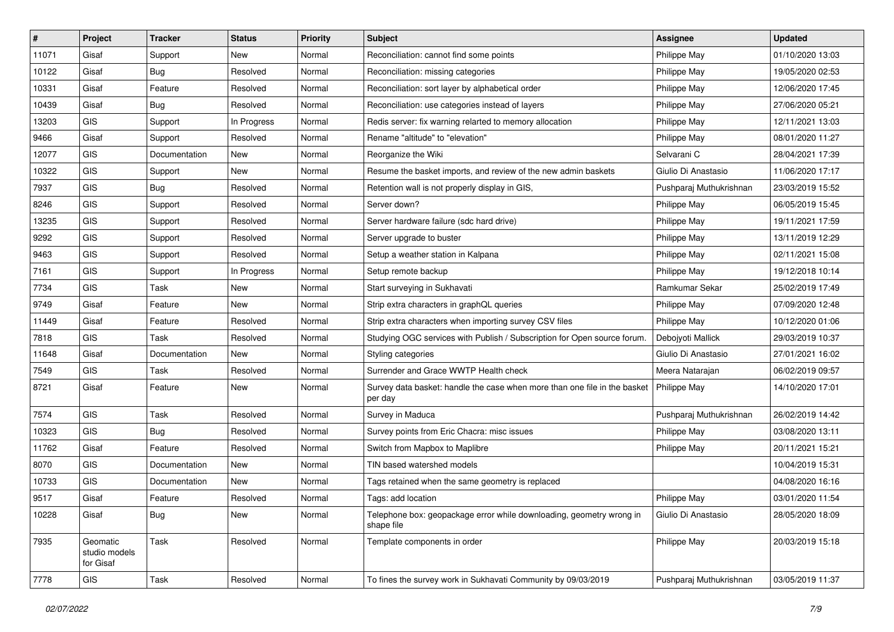| # | Project | Tracker | Status | Priority | Subject | Assignee | Updated |
| --- | --- | --- | --- | --- | --- | --- | --- |
| 11071 | Gisaf | Support | New | Normal | Reconciliation: cannot find some points | Philippe May | 01/10/2020 13:03 |
| 10122 | Gisaf | Bug | Resolved | Normal | Reconciliation: missing categories | Philippe May | 19/05/2020 02:53 |
| 10331 | Gisaf | Feature | Resolved | Normal | Reconciliation: sort layer by alphabetical order | Philippe May | 12/06/2020 17:45 |
| 10439 | Gisaf | Bug | Resolved | Normal | Reconciliation: use categories instead of layers | Philippe May | 27/06/2020 05:21 |
| 13203 | GIS | Support | In Progress | Normal | Redis server: fix warning relarted to memory allocation | Philippe May | 12/11/2021 13:03 |
| 9466 | Gisaf | Support | Resolved | Normal | Rename "altitude" to "elevation" | Philippe May | 08/01/2020 11:27 |
| 12077 | GIS | Documentation | New | Normal | Reorganize the Wiki | Selvarani C | 28/04/2021 17:39 |
| 10322 | GIS | Support | New | Normal | Resume the basket imports, and review of the new admin baskets | Giulio Di Anastasio | 11/06/2020 17:17 |
| 7937 | GIS | Bug | Resolved | Normal | Retention wall is not properly display in GIS, | Pushparaj Muthukrishnan | 23/03/2019 15:52 |
| 8246 | GIS | Support | Resolved | Normal | Server down? | Philippe May | 06/05/2019 15:45 |
| 13235 | GIS | Support | Resolved | Normal | Server hardware failure (sdc hard drive) | Philippe May | 19/11/2021 17:59 |
| 9292 | GIS | Support | Resolved | Normal | Server upgrade to buster | Philippe May | 13/11/2019 12:29 |
| 9463 | GIS | Support | Resolved | Normal | Setup a weather station in Kalpana | Philippe May | 02/11/2021 15:08 |
| 7161 | GIS | Support | In Progress | Normal | Setup remote backup | Philippe May | 19/12/2018 10:14 |
| 7734 | GIS | Task | New | Normal | Start surveying in Sukhavati | Ramkumar Sekar | 25/02/2019 17:49 |
| 9749 | Gisaf | Feature | New | Normal | Strip extra characters in graphQL queries | Philippe May | 07/09/2020 12:48 |
| 11449 | Gisaf | Feature | Resolved | Normal | Strip extra characters when importing survey CSV files | Philippe May | 10/12/2020 01:06 |
| 7818 | GIS | Task | Resolved | Normal | Studying OGC services with Publish / Subscription for Open source forum. | Debojyoti Mallick | 29/03/2019 10:37 |
| 11648 | Gisaf | Documentation | New | Normal | Styling categories | Giulio Di Anastasio | 27/01/2021 16:02 |
| 7549 | GIS | Task | Resolved | Normal | Surrender and Grace WWTP Health check | Meera Natarajan | 06/02/2019 09:57 |
| 8721 | Gisaf | Feature | New | Normal | Survey data basket: handle the case when more than one file in the basket per day | Philippe May | 14/10/2020 17:01 |
| 7574 | GIS | Task | Resolved | Normal | Survey in Maduca | Pushparaj Muthukrishnan | 26/02/2019 14:42 |
| 10323 | GIS | Bug | Resolved | Normal | Survey points from Eric Chacra: misc issues | Philippe May | 03/08/2020 13:11 |
| 11762 | Gisaf | Feature | Resolved | Normal | Switch from Mapbox to Maplibre | Philippe May | 20/11/2021 15:21 |
| 8070 | GIS | Documentation | New | Normal | TIN based watershed models | | 10/04/2019 15:31 |
| 10733 | GIS | Documentation | New | Normal | Tags retained when the same geometry is replaced | | 04/08/2020 16:16 |
| 9517 | Gisaf | Feature | Resolved | Normal | Tags: add location | Philippe May | 03/01/2020 11:54 |
| 10228 | Gisaf | Bug | New | Normal | Telephone box: geopackage error while downloading, geometry wrong in shape file | Giulio Di Anastasio | 28/05/2020 18:09 |
| 7935 | Geomatic studio models for Gisaf | Task | Resolved | Normal | Template components in order | Philippe May | 20/03/2019 15:18 |
| 7778 | GIS | Task | Resolved | Normal | To fines the survey work in Sukhavati Community by 09/03/2019 | Pushparaj Muthukrishnan | 03/05/2019 11:37 |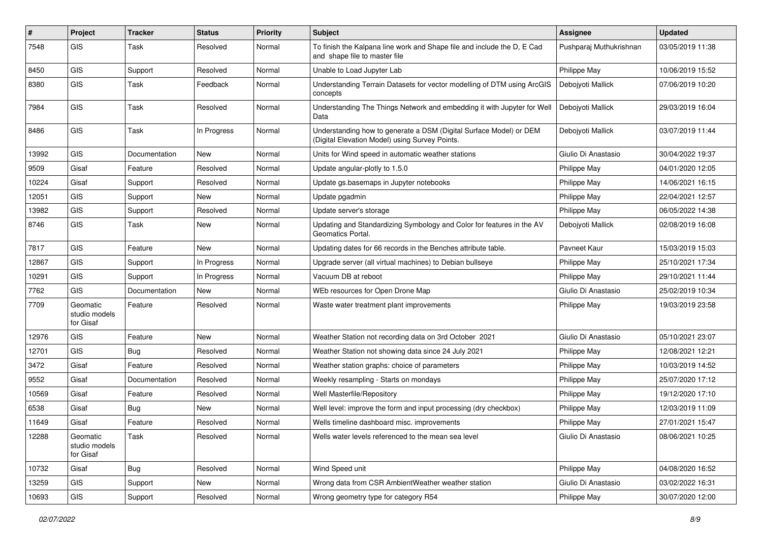| # | Project | Tracker | Status | Priority | Subject | Assignee | Updated |
|---|---|---|---|---|---|---|---|
| 7548 | GIS | Task | Resolved | Normal | To finish the Kalpana line work and Shape file and include the D, E Cad and shape file to master file | Pushparaj Muthukrishnan | 03/05/2019 11:38 |
| 8450 | GIS | Support | Resolved | Normal | Unable to Load Jupyter Lab | Philippe May | 10/06/2019 15:52 |
| 8380 | GIS | Task | Feedback | Normal | Understanding Terrain Datasets for vector modelling of DTM using ArcGIS concepts | Debojyoti Mallick | 07/06/2019 10:20 |
| 7984 | GIS | Task | Resolved | Normal | Understanding The Things Network and embedding it with Jupyter for Well Data | Debojyoti Mallick | 29/03/2019 16:04 |
| 8486 | GIS | Task | In Progress | Normal | Understanding how to generate a DSM (Digital Surface Model) or DEM (Digital Elevation Model) using Survey Points. | Debojyoti Mallick | 03/07/2019 11:44 |
| 13992 | GIS | Documentation | New | Normal | Units for Wind speed in automatic weather stations | Giulio Di Anastasio | 30/04/2022 19:37 |
| 9509 | Gisaf | Feature | Resolved | Normal | Update angular-plotly to 1.5.0 | Philippe May | 04/01/2020 12:05 |
| 10224 | Gisaf | Support | Resolved | Normal | Update gs.basemaps in Jupyter notebooks | Philippe May | 14/06/2021 16:15 |
| 12051 | GIS | Support | New | Normal | Update pgadmin | Philippe May | 22/04/2021 12:57 |
| 13982 | GIS | Support | Resolved | Normal | Update server's storage | Philippe May | 06/05/2022 14:38 |
| 8746 | GIS | Task | New | Normal | Updating and Standardizing Symbology and Color for features in the AV Geomatics Portal. | Debojyoti Mallick | 02/08/2019 16:08 |
| 7817 | GIS | Feature | New | Normal | Updating dates for 66 records in the Benches attribute table. | Pavneet Kaur | 15/03/2019 15:03 |
| 12867 | GIS | Support | In Progress | Normal | Upgrade server (all virtual machines) to Debian bullseye | Philippe May | 25/10/2021 17:34 |
| 10291 | GIS | Support | In Progress | Normal | Vacuum DB at reboot | Philippe May | 29/10/2021 11:44 |
| 7762 | GIS | Documentation | New | Normal | WEb resources for Open Drone Map | Giulio Di Anastasio | 25/02/2019 10:34 |
| 7709 | Geomatic studio models for Gisaf | Feature | Resolved | Normal | Waste water treatment plant improvements | Philippe May | 19/03/2019 23:58 |
| 12976 | GIS | Feature | New | Normal | Weather Station not recording data on 3rd October 2021 | Giulio Di Anastasio | 05/10/2021 23:07 |
| 12701 | GIS | Bug | Resolved | Normal | Weather Station not showing data since 24 July 2021 | Philippe May | 12/08/2021 12:21 |
| 3472 | Gisaf | Feature | Resolved | Normal | Weather station graphs: choice of parameters | Philippe May | 10/03/2019 14:52 |
| 9552 | Gisaf | Documentation | Resolved | Normal | Weekly resampling - Starts on mondays | Philippe May | 25/07/2020 17:12 |
| 10569 | Gisaf | Feature | Resolved | Normal | Well Masterfile/Repository | Philippe May | 19/12/2020 17:10 |
| 6538 | Gisaf | Bug | New | Normal | Well level: improve the form and input processing (dry checkbox) | Philippe May | 12/03/2019 11:09 |
| 11649 | Gisaf | Feature | Resolved | Normal | Wells timeline dashboard misc. improvements | Philippe May | 27/01/2021 15:47 |
| 12288 | Geomatic studio models for Gisaf | Task | Resolved | Normal | Wells water levels referenced to the mean sea level | Giulio Di Anastasio | 08/06/2021 10:25 |
| 10732 | Gisaf | Bug | Resolved | Normal | Wind Speed unit | Philippe May | 04/08/2020 16:52 |
| 13259 | GIS | Support | New | Normal | Wrong data from CSR AmbientWeather weather station | Giulio Di Anastasio | 03/02/2022 16:31 |
| 10693 | GIS | Support | Resolved | Normal | Wrong geometry type for category R54 | Philippe May | 30/07/2020 12:00 |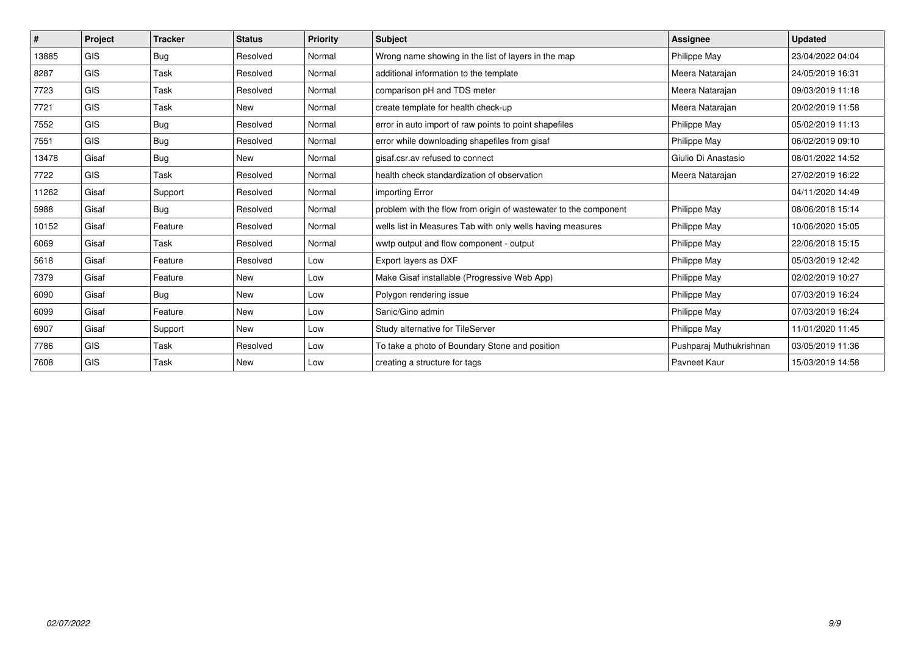| # | Project | Tracker | Status | Priority | Subject | Assignee | Updated |
|---|---|---|---|---|---|---|---|
| 13885 | GIS | Bug | Resolved | Normal | Wrong name showing in the list of layers in the map | Philippe May | 23/04/2022 04:04 |
| 8287 | GIS | Task | Resolved | Normal | additional information to the template | Meera Natarajan | 24/05/2019 16:31 |
| 7723 | GIS | Task | Resolved | Normal | comparison pH and TDS meter | Meera Natarajan | 09/03/2019 11:18 |
| 7721 | GIS | Task | New | Normal | create template for health check-up | Meera Natarajan | 20/02/2019 11:58 |
| 7552 | GIS | Bug | Resolved | Normal | error in auto import of raw points to point shapefiles | Philippe May | 05/02/2019 11:13 |
| 7551 | GIS | Bug | Resolved | Normal | error while downloading shapefiles from gisaf | Philippe May | 06/02/2019 09:10 |
| 13478 | Gisaf | Bug | New | Normal | gisaf.csr.av refused to connect | Giulio Di Anastasio | 08/01/2022 14:52 |
| 7722 | GIS | Task | Resolved | Normal | health check standardization of observation | Meera Natarajan | 27/02/2019 16:22 |
| 11262 | Gisaf | Support | Resolved | Normal | importing Error | | 04/11/2020 14:49 |
| 5988 | Gisaf | Bug | Resolved | Normal | problem with the flow from origin of wastewater to the component | Philippe May | 08/06/2018 15:14 |
| 10152 | Gisaf | Feature | Resolved | Normal | wells list in Measures Tab with only wells having measures | Philippe May | 10/06/2020 15:05 |
| 6069 | Gisaf | Task | Resolved | Normal | wwtp output and flow component - output | Philippe May | 22/06/2018 15:15 |
| 5618 | Gisaf | Feature | Resolved | Low | Export layers as DXF | Philippe May | 05/03/2019 12:42 |
| 7379 | Gisaf | Feature | New | Low | Make Gisaf installable (Progressive Web App) | Philippe May | 02/02/2019 10:27 |
| 6090 | Gisaf | Bug | New | Low | Polygon rendering issue | Philippe May | 07/03/2019 16:24 |
| 6099 | Gisaf | Feature | New | Low | Sanic/Gino admin | Philippe May | 07/03/2019 16:24 |
| 6907 | Gisaf | Support | New | Low | Study alternative for TileServer | Philippe May | 11/01/2020 11:45 |
| 7786 | GIS | Task | Resolved | Low | To take a photo of Boundary Stone and position | Pushparaj Muthukrishnan | 03/05/2019 11:36 |
| 7608 | GIS | Task | New | Low | creating a structure for tags | Pavneet Kaur | 15/03/2019 14:58 |

*02/07/2022*